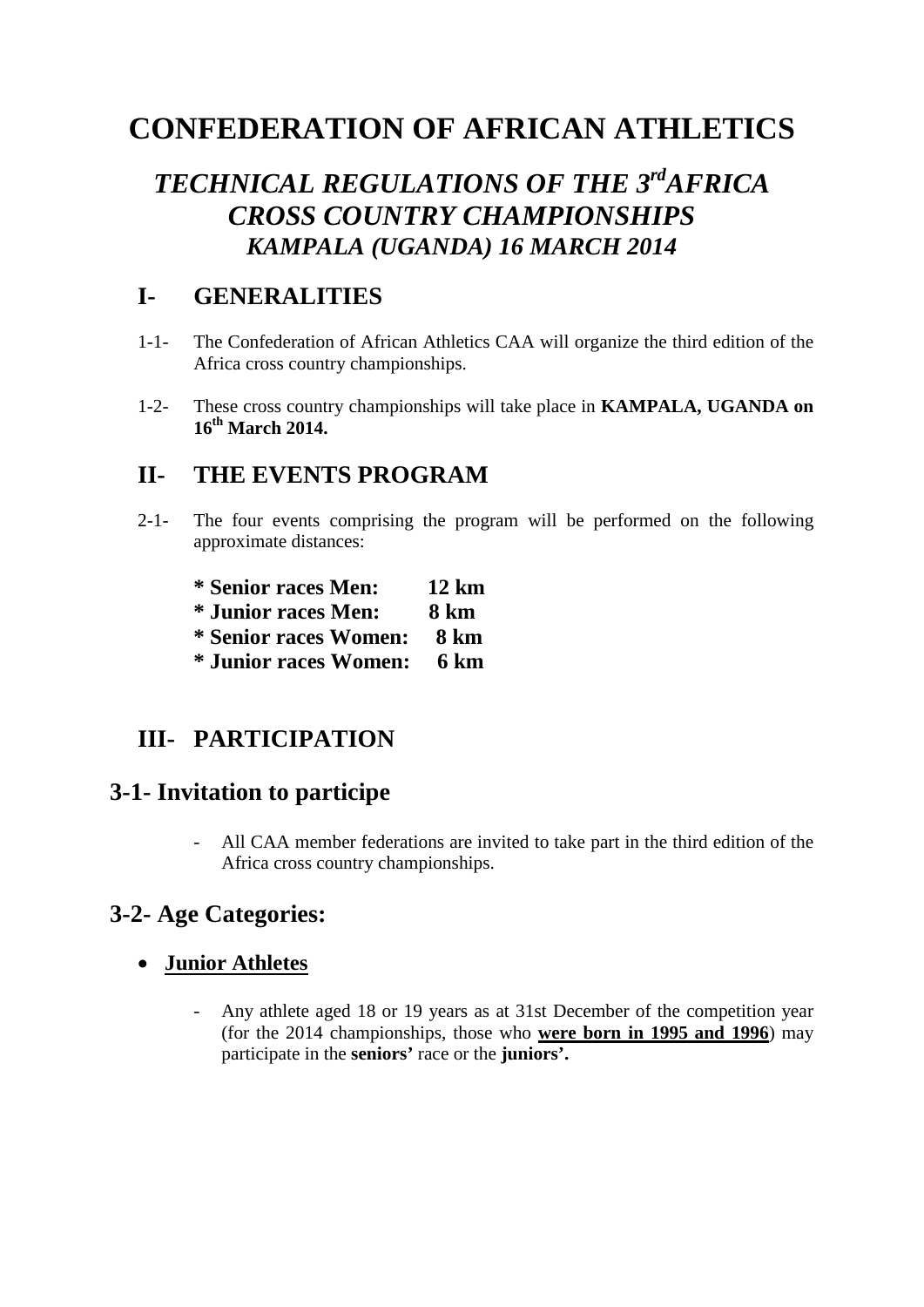# CONFEDERATION OF AFRICAN ATHLETICS

## *TECHNICAL REGULATIONS OF THE 3rd AFRICA CROSS COUNTRY CHAMPIONSHIPS*
## *KAMPALA (UGANDA) 16 MARCH 2014*

## I- GENERALITIES

1-1- The Confederation of African Athletics CAA will organize the third edition of the Africa cross country championships.

1-2- These cross country championships will take place in **KAMPALA, UGANDA on 16th March 2014.**

## II- THE EVENTS PROGRAM

2-1- The four events comprising the program will be performed on the following approximate distances:

**\* Senior races Men: 12 km**
**\* Junior races Men: 8 km**
**\* Senior races Women: 8 km**
**\* Junior races Women: 6 km**

## III- PARTICIPATION

### 3-1- Invitation to participe

- All CAA member federations are invited to take part in the third edition of the Africa cross country championships.

### 3-2- Age Categories:

- **Junior Athletes**

  - Any athlete aged 18 or 19 years as at 31st December of the competition year (for the 2014 championships, those who **were born in 1995 and 1996**) may participate in the **seniors'** race or the **juniors'.**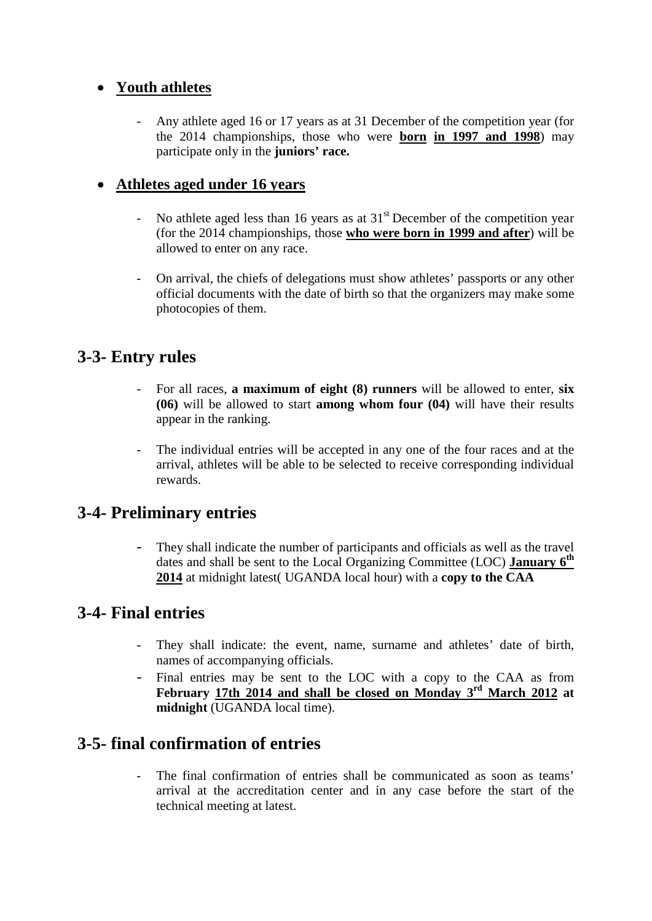- **<u>Youth athletes</u>**

  - Any athlete aged 16 or 17 years as at 31 December of the competition year (for the 2014 championships, those who were **<u>born in 1997 and 1998</u>**) may participate only in the **juniors' race.**

- **<u>Athletes aged under 16 years</u>**

  - No athlete aged less than 16 years as at 31st December of the competition year (for the 2014 championships, those **<u>who were born in 1999 and after</u>**) will be allowed to enter on any race.

  - On arrival, the chiefs of delegations must show athletes' passports or any other official documents with the date of birth so that the organizers may make some photocopies of them.

## 3-3- Entry rules

- For all races, **a maximum of eight (8) runners** will be allowed to enter, **six (06)** will be allowed to start **among whom four (04)** will have their results appear in the ranking.

- The individual entries will be accepted in any one of the four races and at the arrival, athletes will be able to be selected to receive corresponding individual rewards.

## 3-4- Preliminary entries

- They shall indicate the number of participants and officials as well as the travel dates and shall be sent to the Local Organizing Committee (LOC) **<u>January 6th 2014</u>** at midnight latest( UGANDA local hour) with a **copy to the CAA**

## 3-4- Final entries

- They shall indicate: the event, name, surname and athletes' date of birth, names of accompanying officials.
- Final entries may be sent to the LOC with a copy to the CAA as from **February <u>17th 2014 and shall be closed on Monday 3rd March 2012</u> at midnight** (UGANDA local time).

## 3-5- final confirmation of entries

- The final confirmation of entries shall be communicated as soon as teams' arrival at the accreditation center and in any case before the start of the technical meeting at latest.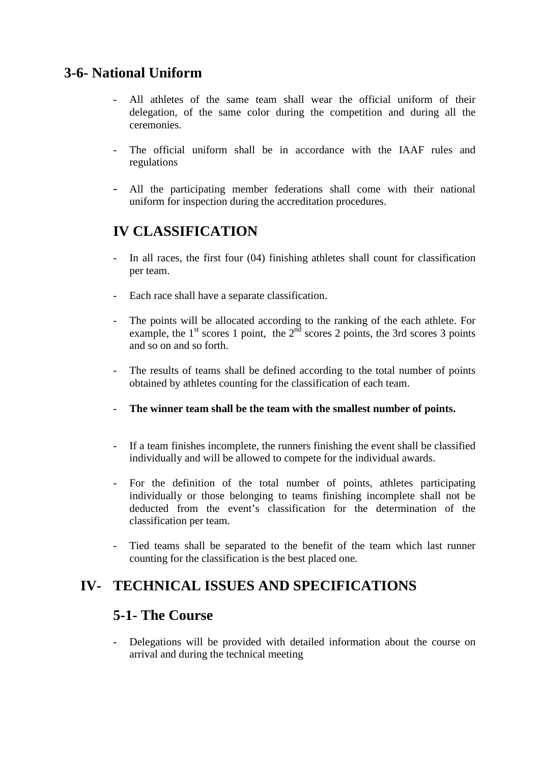## 3-6- National Uniform

- All athletes of the same team shall wear the official uniform of their delegation, of the same color during the competition and during all the ceremonies.

- The official uniform shall be in accordance with the IAAF rules and regulations

- All the participating member federations shall come with their national uniform for inspection during the accreditation procedures.

## IV CLASSIFICATION

- In all races, the first four (04) finishing athletes shall count for classification per team.

- Each race shall have a separate classification.

- The points will be allocated according to the ranking of the each athlete. For example, the 1st scores 1 point, the 2nd scores 2 points, the 3rd scores 3 points and so on and so forth.

- The results of teams shall be defined according to the total number of points obtained by athletes counting for the classification of each team.

- **The winner team shall be the team with the smallest number of points.**

- If a team finishes incomplete, the runners finishing the event shall be classified individually and will be allowed to compete for the individual awards.

- For the definition of the total number of points, athletes participating individually or those belonging to teams finishing incomplete shall not be deducted from the event's classification for the determination of the classification per team.

- Tied teams shall be separated to the benefit of the team which last runner counting for the classification is the best placed one.

## IV- TECHNICAL ISSUES AND SPECIFICATIONS

### 5-1- The Course

- Delegations will be provided with detailed information about the course on arrival and during the technical meeting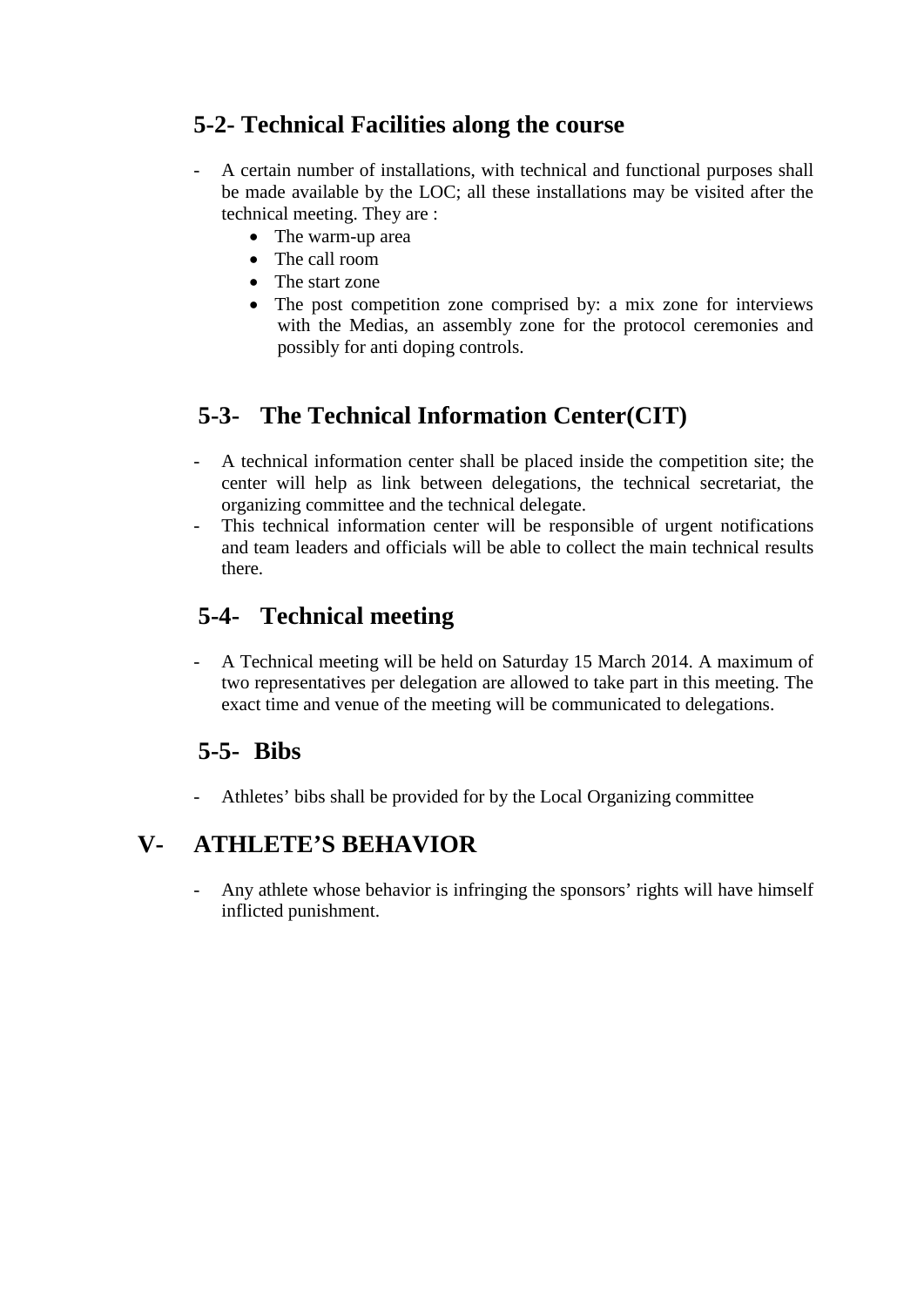### 5-2- Technical Facilities along the course

- A certain number of installations, with technical and functional purposes shall be made available by the LOC; all these installations may be visited after the technical meeting. They are :
  - The warm-up area
  - The call room
  - The start zone
  - The post competition zone comprised by: a mix zone for interviews with the Medias, an assembly zone for the protocol ceremonies and possibly for anti doping controls.

### 5-3- The Technical Information Center(CIT)

- A technical information center shall be placed inside the competition site; the center will help as link between delegations, the technical secretariat, the organizing committee and the technical delegate.
- This technical information center will be responsible of urgent notifications and team leaders and officials will be able to collect the main technical results there.

### 5-4- Technical meeting

- A Technical meeting will be held on Saturday 15 March 2014. A maximum of two representatives per delegation are allowed to take part in this meeting. The exact time and venue of the meeting will be communicated to delegations.

### 5-5- Bibs

- Athletes' bibs shall be provided for by the Local Organizing committee

## V- ATHLETE'S BEHAVIOR

- Any athlete whose behavior is infringing the sponsors' rights will have himself inflicted punishment.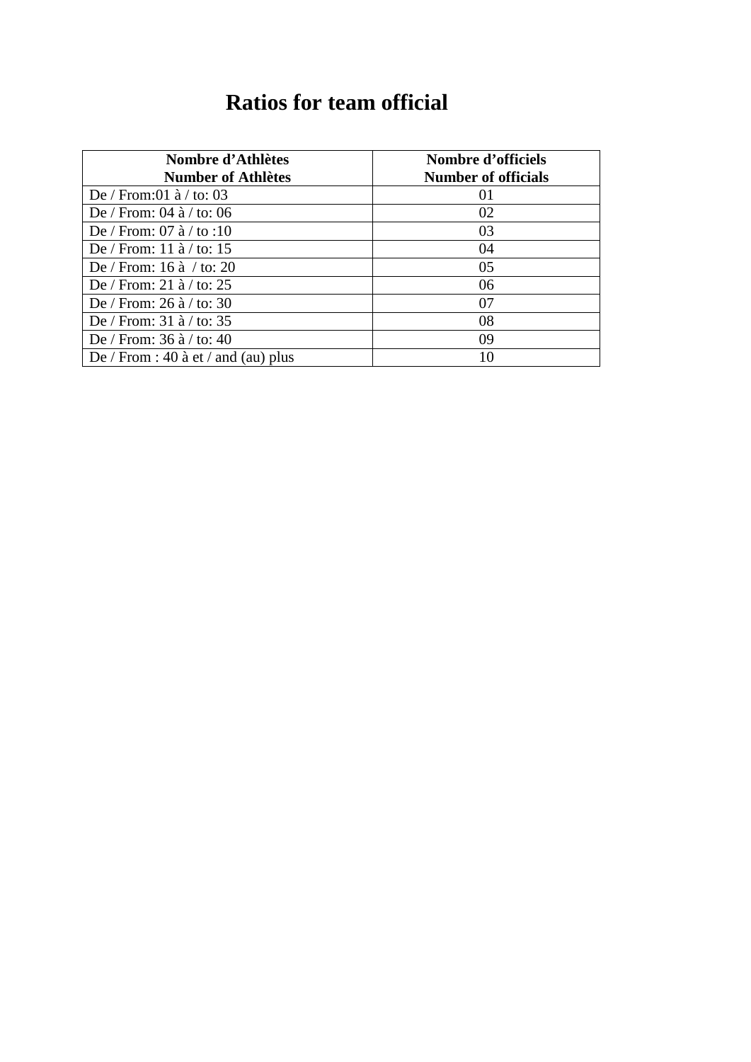# Ratios for team official

| Nombre d'Athlètes<br>Number of Athlètes | Nombre d'officiels<br>Number of officials |
|---|---|
| De / From:01 à / to: 03 | 01 |
| De / From: 04 à / to: 06 | 02 |
| De / From: 07 à / to :10 | 03 |
| De / From: 11 à / to: 15 | 04 |
| De / From: 16 à / to: 20 | 05 |
| De / From: 21 à / to: 25 | 06 |
| De / From: 26 à / to: 30 | 07 |
| De / From: 31 à / to: 35 | 08 |
| De / From: 36 à / to: 40 | 09 |
| De / From : 40 à et / and (au) plus | 10 |